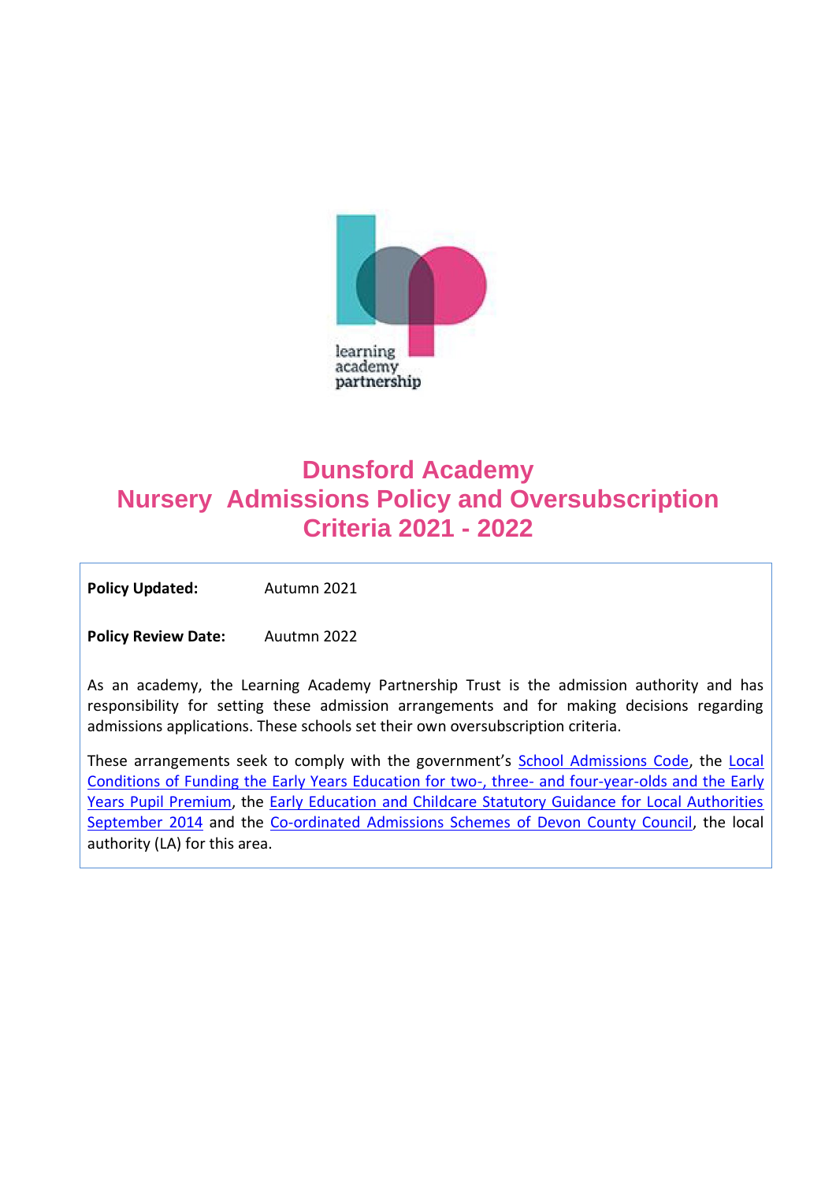learning
academy
partnership

# Dunsford Academy
# Nursery Admissions Policy and Oversubscription Criteria 2021 - 2022

**Policy Updated:** Autumn 2021

**Policy Review Date:** Auutmn 2022

As an academy, the Learning Academy Partnership Trust is the admission authority and has responsibility for setting these admission arrangements and for making decisions regarding admissions applications. These schools set their own oversubscription criteria.

These arrangements seek to comply with the government's School Admissions Code, the Local Conditions of Funding the Early Years Education for two-, three- and four-year-olds and the Early Years Pupil Premium, the Early Education and Childcare Statutory Guidance for Local Authorities September 2014 and the Co-ordinated Admissions Schemes of Devon County Council, the local authority (LA) for this area.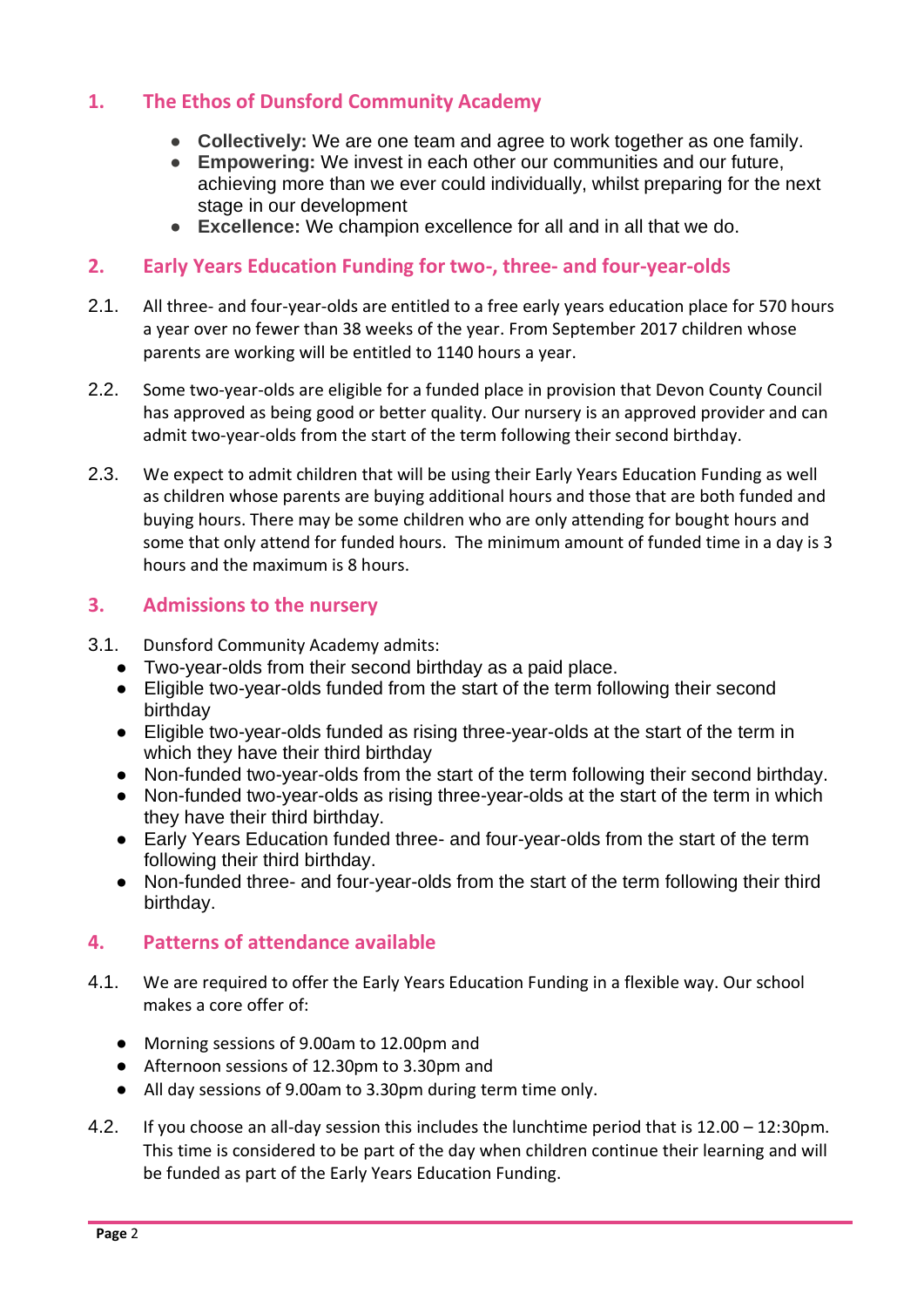## 1. The Ethos of Dunsford Community Academy

- **Collectively:** We are one team and agree to work together as one family.
- **Empowering:** We invest in each other our communities and our future, achieving more than we ever could individually, whilst preparing for the next stage in our development
- **Excellence:** We champion excellence for all and in all that we do.

## 2. Early Years Education Funding for two-, three- and four-year-olds

2.1. All three- and four-year-olds are entitled to a free early years education place for 570 hours a year over no fewer than 38 weeks of the year. From September 2017 children whose parents are working will be entitled to 1140 hours a year.

2.2. Some two-year-olds are eligible for a funded place in provision that Devon County Council has approved as being good or better quality. Our nursery is an approved provider and can admit two-year-olds from the start of the term following their second birthday.

2.3. We expect to admit children that will be using their Early Years Education Funding as well as children whose parents are buying additional hours and those that are both funded and buying hours. There may be some children who are only attending for bought hours and some that only attend for funded hours. The minimum amount of funded time in a day is 3 hours and the maximum is 8 hours.

## 3. Admissions to the nursery

3.1. Dunsford Community Academy admits:

- Two-year-olds from their second birthday as a paid place.
- Eligible two-year-olds funded from the start of the term following their second birthday
- Eligible two-year-olds funded as rising three-year-olds at the start of the term in which they have their third birthday
- Non-funded two-year-olds from the start of the term following their second birthday.
- Non-funded two-year-olds as rising three-year-olds at the start of the term in which they have their third birthday.
- Early Years Education funded three- and four-year-olds from the start of the term following their third birthday.
- Non-funded three- and four-year-olds from the start of the term following their third birthday.

## 4. Patterns of attendance available

4.1. We are required to offer the Early Years Education Funding in a flexible way. Our school makes a core offer of:

- Morning sessions of 9.00am to 12.00pm and
- Afternoon sessions of 12.30pm to 3.30pm and
- All day sessions of 9.00am to 3.30pm during term time only.

4.2. If you choose an all-day session this includes the lunchtime period that is 12.00 – 12:30pm. This time is considered to be part of the day when children continue their learning and will be funded as part of the Early Years Education Funding.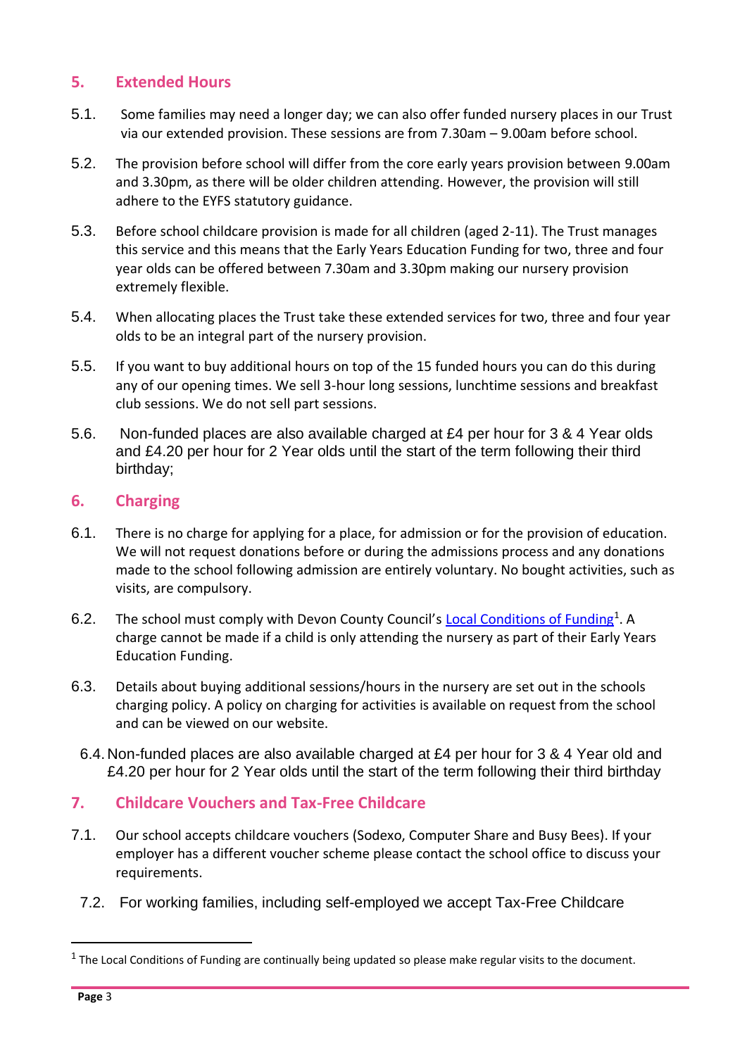## 5. Extended Hours

5.1. Some families may need a longer day; we can also offer funded nursery places in our Trust via our extended provision. These sessions are from 7.30am – 9.00am before school.

5.2. The provision before school will differ from the core early years provision between 9.00am and 3.30pm, as there will be older children attending. However, the provision will still adhere to the EYFS statutory guidance.

5.3. Before school childcare provision is made for all children (aged 2-11). The Trust manages this service and this means that the Early Years Education Funding for two, three and four year olds can be offered between 7.30am and 3.30pm making our nursery provision extremely flexible.

5.4. When allocating places the Trust take these extended services for two, three and four year olds to be an integral part of the nursery provision.

5.5. If you want to buy additional hours on top of the 15 funded hours you can do this during any of our opening times. We sell 3-hour long sessions, lunchtime sessions and breakfast club sessions. We do not sell part sessions.

5.6. Non-funded places are also available charged at £4 per hour for 3 & 4 Year olds and £4.20 per hour for 2 Year olds until the start of the term following their third birthday;

## 6. Charging

6.1. There is no charge for applying for a place, for admission or for the provision of education. We will not request donations before or during the admissions process and any donations made to the school following admission are entirely voluntary. No bought activities, such as visits, are compulsory.

6.2. The school must comply with Devon County Council's Local Conditions of Funding[1]. A charge cannot be made if a child is only attending the nursery as part of their Early Years Education Funding.

6.3. Details about buying additional sessions/hours in the nursery are set out in the schools charging policy. A policy on charging for activities is available on request from the school and can be viewed on our website.

6.4. Non-funded places are also available charged at £4 per hour for 3 & 4 Year old and £4.20 per hour for 2 Year olds until the start of the term following their third birthday

## 7. Childcare Vouchers and Tax-Free Childcare

7.1. Our school accepts childcare vouchers (Sodexo, Computer Share and Busy Bees). If your employer has a different voucher scheme please contact the school office to discuss your requirements.

7.2. For working families, including self-employed we accept Tax-Free Childcare

[1] The Local Conditions of Funding are continually being updated so please make regular visits to the document.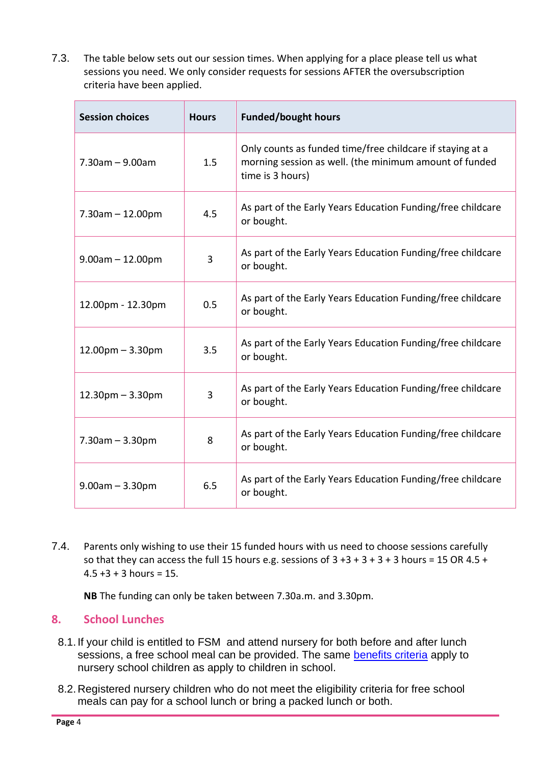7.3. The table below sets out our session times. When applying for a place please tell us what sessions you need. We only consider requests for sessions AFTER the oversubscription criteria have been applied.

| Session choices | Hours | Funded/bought hours |
|---|---|---|
| 7.30am – 9.00am | 1.5 | Only counts as funded time/free childcare if staying at a morning session as well. (the minimum amount of funded time is 3 hours) |
| 7.30am – 12.00pm | 4.5 | As part of the Early Years Education Funding/free childcare or bought. |
| 9.00am – 12.00pm | 3 | As part of the Early Years Education Funding/free childcare or bought. |
| 12.00pm - 12.30pm | 0.5 | As part of the Early Years Education Funding/free childcare or bought. |
| 12.00pm – 3.30pm | 3.5 | As part of the Early Years Education Funding/free childcare or bought. |
| 12.30pm – 3.30pm | 3 | As part of the Early Years Education Funding/free childcare or bought. |
| 7.30am – 3.30pm | 8 | As part of the Early Years Education Funding/free childcare or bought. |
| 9.00am – 3.30pm | 6.5 | As part of the Early Years Education Funding/free childcare or bought. |

7.4. Parents only wishing to use their 15 funded hours with us need to choose sessions carefully so that they can access the full 15 hours e.g. sessions of 3 +3 + 3 + 3 + 3 hours = 15 OR 4.5 + 4.5 +3 + 3 hours = 15.

**NB** The funding can only be taken between 7.30a.m. and 3.30pm.

## 8. School Lunches

8.1. If your child is entitled to FSM and attend nursery for both before and after lunch sessions, a free school meal can be provided. The same benefits criteria apply to nursery school children as apply to children in school.

8.2. Registered nursery children who do not meet the eligibility criteria for free school meals can pay for a school lunch or bring a packed lunch or both.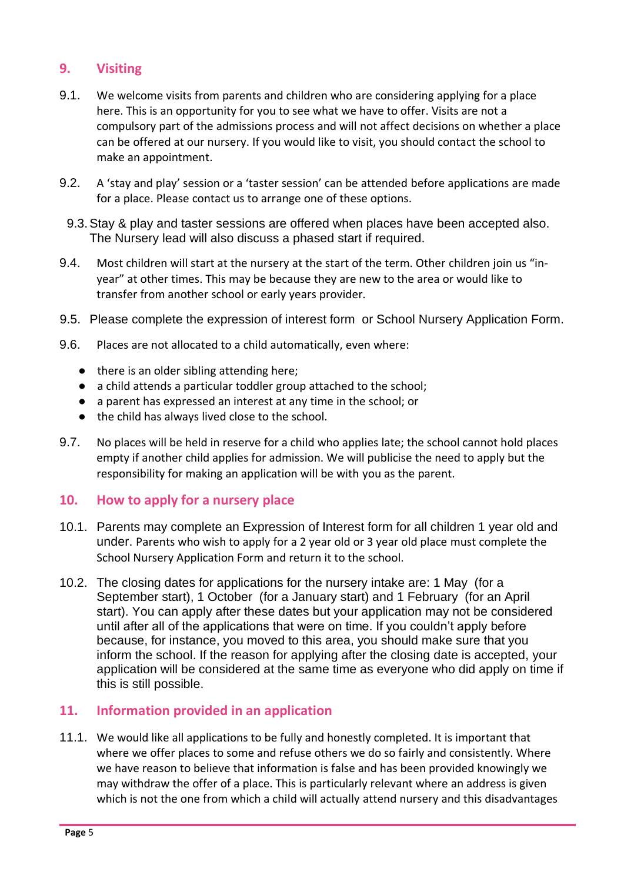## 9. Visiting

9.1. We welcome visits from parents and children who are considering applying for a place here. This is an opportunity for you to see what we have to offer. Visits are not a compulsory part of the admissions process and will not affect decisions on whether a place can be offered at our nursery. If you would like to visit, you should contact the school to make an appointment.

9.2. A 'stay and play' session or a 'taster session' can be attended before applications are made for a place. Please contact us to arrange one of these options.

9.3. Stay & play and taster sessions are offered when places have been accepted also. The Nursery lead will also discuss a phased start if required.

9.4. Most children will start at the nursery at the start of the term. Other children join us "in-year" at other times. This may be because they are new to the area or would like to transfer from another school or early years provider.

9.5. Please complete the expression of interest form or School Nursery Application Form.

9.6. Places are not allocated to a child automatically, even where:

- there is an older sibling attending here;
- a child attends a particular toddler group attached to the school;
- a parent has expressed an interest at any time in the school; or
- the child has always lived close to the school.

9.7. No places will be held in reserve for a child who applies late; the school cannot hold places empty if another child applies for admission. We will publicise the need to apply but the responsibility for making an application will be with you as the parent.

## 10. How to apply for a nursery place

10.1. Parents may complete an Expression of Interest form for all children 1 year old and under. Parents who wish to apply for a 2 year old or 3 year old place must complete the School Nursery Application Form and return it to the school.

10.2. The closing dates for applications for the nursery intake are: 1 May (for a September start), 1 October (for a January start) and 1 February (for an April start). You can apply after these dates but your application may not be considered until after all of the applications that were on time. If you couldn't apply before because, for instance, you moved to this area, you should make sure that you inform the school. If the reason for applying after the closing date is accepted, your application will be considered at the same time as everyone who did apply on time if this is still possible.

## 11. Information provided in an application

11.1. We would like all applications to be fully and honestly completed. It is important that where we offer places to some and refuse others we do so fairly and consistently. Where we have reason to believe that information is false and has been provided knowingly we may withdraw the offer of a place. This is particularly relevant where an address is given which is not the one from which a child will actually attend nursery and this disadvantages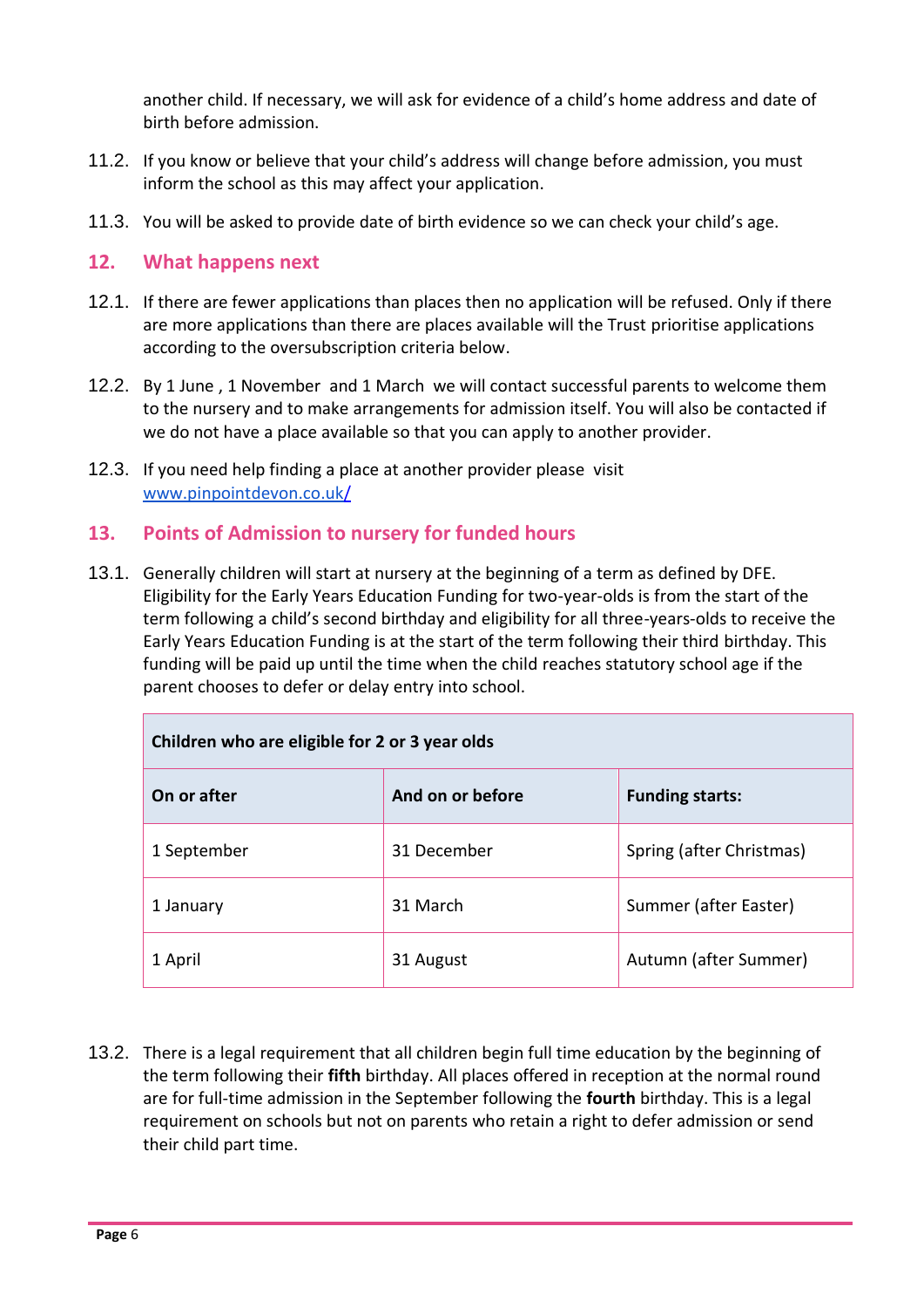another child. If necessary, we will ask for evidence of a child's home address and date of birth before admission.

11.2. If you know or believe that your child's address will change before admission, you must inform the school as this may affect your application.

11.3. You will be asked to provide date of birth evidence so we can check your child's age.

## 12. What happens next

12.1. If there are fewer applications than places then no application will be refused. Only if there are more applications than there are places available will the Trust prioritise applications according to the oversubscription criteria below.

12.2. By 1 June , 1 November and 1 March we will contact successful parents to welcome them to the nursery and to make arrangements for admission itself. You will also be contacted if we do not have a place available so that you can apply to another provider.

12.3. If you need help finding a place at another provider please visit [www.pinpointdevon.co.uk/](www.pinpointdevon.co.uk/)

## 13. Points of Admission to nursery for funded hours

13.1. Generally children will start at nursery at the beginning of a term as defined by DFE. Eligibility for the Early Years Education Funding for two-year-olds is from the start of the term following a child's second birthday and eligibility for all three-years-olds to receive the Early Years Education Funding is at the start of the term following their third birthday. This funding will be paid up until the time when the child reaches statutory school age if the parent chooses to defer or delay entry into school.

| **Children who are eligible for 2 or 3 year olds** | | |
|---|---|---|
| **On or after** | **And on or before** | **Funding starts:** |
| 1 September | 31 December | Spring (after Christmas) |
| 1 January | 31 March | Summer (after Easter) |
| 1 April | 31 August | Autumn (after Summer) |

13.2. There is a legal requirement that all children begin full time education by the beginning of the term following their **fifth** birthday. All places offered in reception at the normal round are for full-time admission in the September following the **fourth** birthday. This is a legal requirement on schools but not on parents who retain a right to defer admission or send their child part time.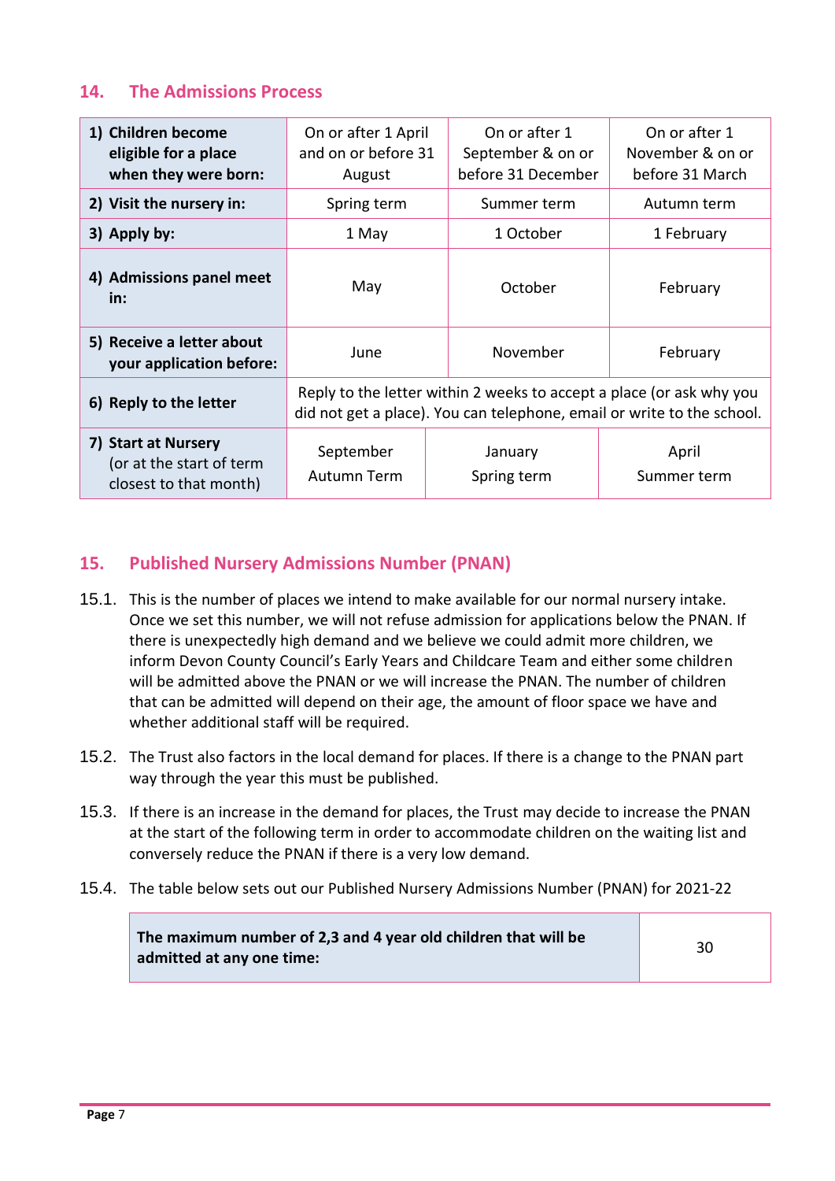## 14. The Admissions Process

| **1) Children become eligible for a place when they were born:** | On or after 1 April and on or before 31 August | On or after 1 September & on or before 31 December | On or after 1 November & on or before 31 March |
|---|---|---|---|
| **2) Visit the nursery in:** | Spring term | Summer term | Autumn term |
| **3) Apply by:** | 1 May | 1 October | 1 February |
| **4) Admissions panel meet in:** | May | October | February |
| **5) Receive a letter about your application before:** | June | November | February |
| **6) Reply to the letter** | Reply to the letter within 2 weeks to accept a place (or ask why you did not get a place). You can telephone, email or write to the school. | | |
| **7) Start at Nursery** (or at the start of term closest to that month) | September Autumn Term | January Spring term | April Summer term |

## 15. Published Nursery Admissions Number (PNAN)

15.1. This is the number of places we intend to make available for our normal nursery intake. Once we set this number, we will not refuse admission for applications below the PNAN. If there is unexpectedly high demand and we believe we could admit more children, we inform Devon County Council's Early Years and Childcare Team and either some children will be admitted above the PNAN or we will increase the PNAN. The number of children that can be admitted will depend on their age, the amount of floor space we have and whether additional staff will be required.

15.2. The Trust also factors in the local demand for places. If there is a change to the PNAN part way through the year this must be published.

15.3. If there is an increase in the demand for places, the Trust may decide to increase the PNAN at the start of the following term in order to accommodate children on the waiting list and conversely reduce the PNAN if there is a very low demand.

15.4. The table below sets out our Published Nursery Admissions Number (PNAN) for 2021-22

| **The maximum number of 2,3 and 4 year old children that will be admitted at any one time:** | 30 |
|---|---|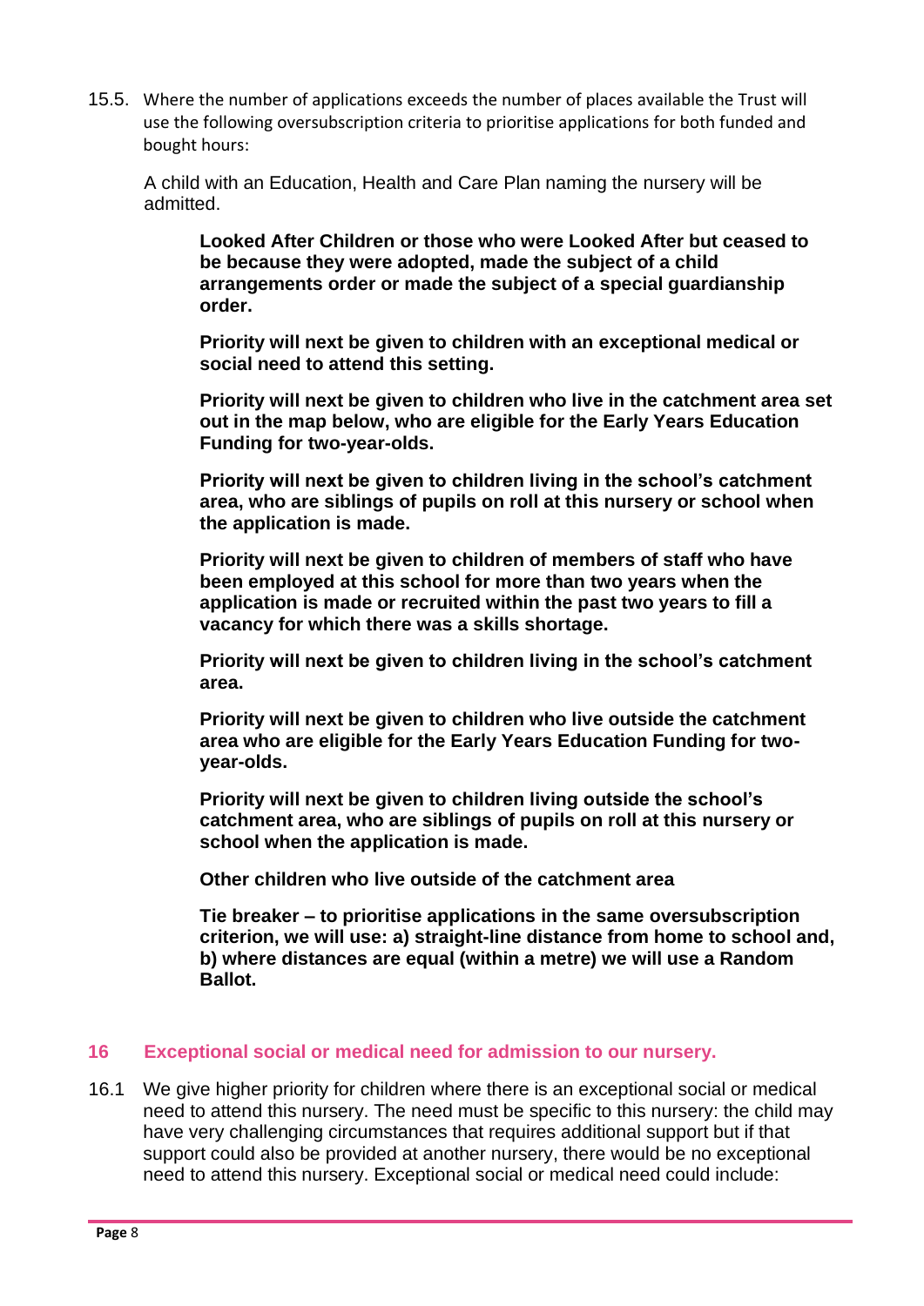15.5. Where the number of applications exceeds the number of places available the Trust will use the following oversubscription criteria to prioritise applications for both funded and bought hours:

A child with an Education, Health and Care Plan naming the nursery will be admitted.

**Looked After Children or those who were Looked After but ceased to be because they were adopted, made the subject of a child arrangements order or made the subject of a special guardianship order.**

**Priority will next be given to children with an exceptional medical or social need to attend this setting.**

**Priority will next be given to children who live in the catchment area set out in the map below, who are eligible for the Early Years Education Funding for two-year-olds.**

**Priority will next be given to children living in the school's catchment area, who are siblings of pupils on roll at this nursery or school when the application is made.**

**Priority will next be given to children of members of staff who have been employed at this school for more than two years when the application is made or recruited within the past two years to fill a vacancy for which there was a skills shortage.**

**Priority will next be given to children living in the school's catchment area.**

**Priority will next be given to children who live outside the catchment area who are eligible for the Early Years Education Funding for two-year-olds.**

**Priority will next be given to children living outside the school's catchment area, who are siblings of pupils on roll at this nursery or school when the application is made.**

**Other children who live outside of the catchment area**

**Tie breaker – to prioritise applications in the same oversubscription criterion, we will use: a) straight-line distance from home to school and, b) where distances are equal (within a metre) we will use a Random Ballot.**

## 16 Exceptional social or medical need for admission to our nursery.

16.1 We give higher priority for children where there is an exceptional social or medical need to attend this nursery. The need must be specific to this nursery: the child may have very challenging circumstances that requires additional support but if that support could also be provided at another nursery, there would be no exceptional need to attend this nursery. Exceptional social or medical need could include: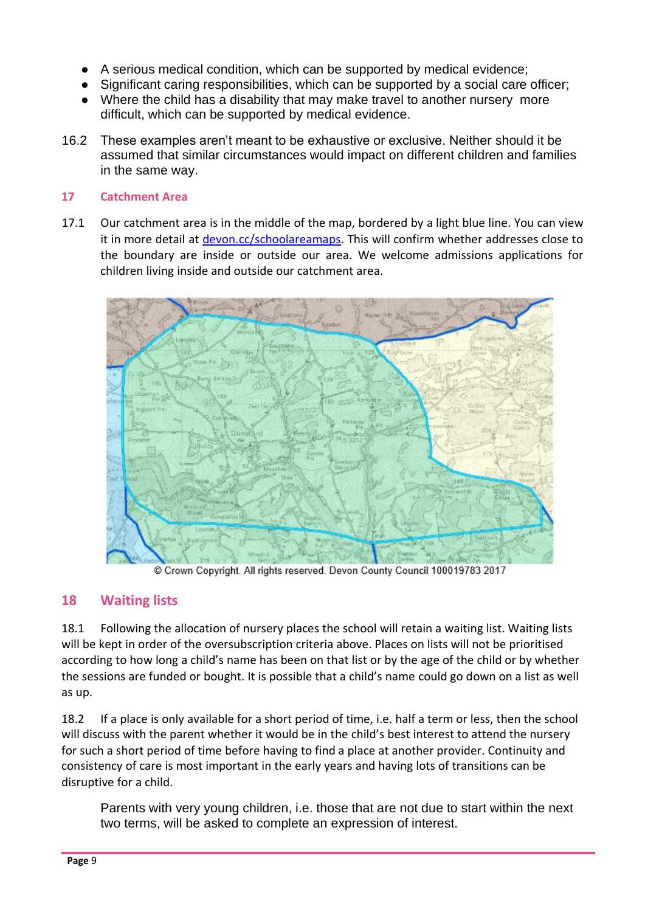- A serious medical condition, which can be supported by medical evidence;
- Significant caring responsibilities, which can be supported by a social care officer;
- Where the child has a disability that may make travel to another nursery more difficult, which can be supported by medical evidence.

16.2 These examples aren't meant to be exhaustive or exclusive. Neither should it be assumed that similar circumstances would impact on different children and families in the same way.

### 17 Catchment Area

17.1 Our catchment area is in the middle of the map, bordered by a light blue line. You can view it in more detail at [devon.cc/schoolareamaps](devon.cc/schoolareamaps). This will confirm whether addresses close to the boundary are inside or outside our area. We welcome admissions applications for children living inside and outside our catchment area.

© Crown Copyright. All rights reserved. Devon County Council 100019783 2017

## 18 Waiting lists

18.1 Following the allocation of nursery places the school will retain a waiting list. Waiting lists will be kept in order of the oversubscription criteria above. Places on lists will not be prioritised according to how long a child's name has been on that list or by the age of the child or by whether the sessions are funded or bought. It is possible that a child's name could go down on a list as well as up.

18.2 If a place is only available for a short period of time, i.e. half a term or less, then the school will discuss with the parent whether it would be in the child's best interest to attend the nursery for such a short period of time before having to find a place at another provider. Continuity and consistency of care is most important in the early years and having lots of transitions can be disruptive for a child.

Parents with very young children, i.e. those that are not due to start within the next two terms, will be asked to complete an expression of interest.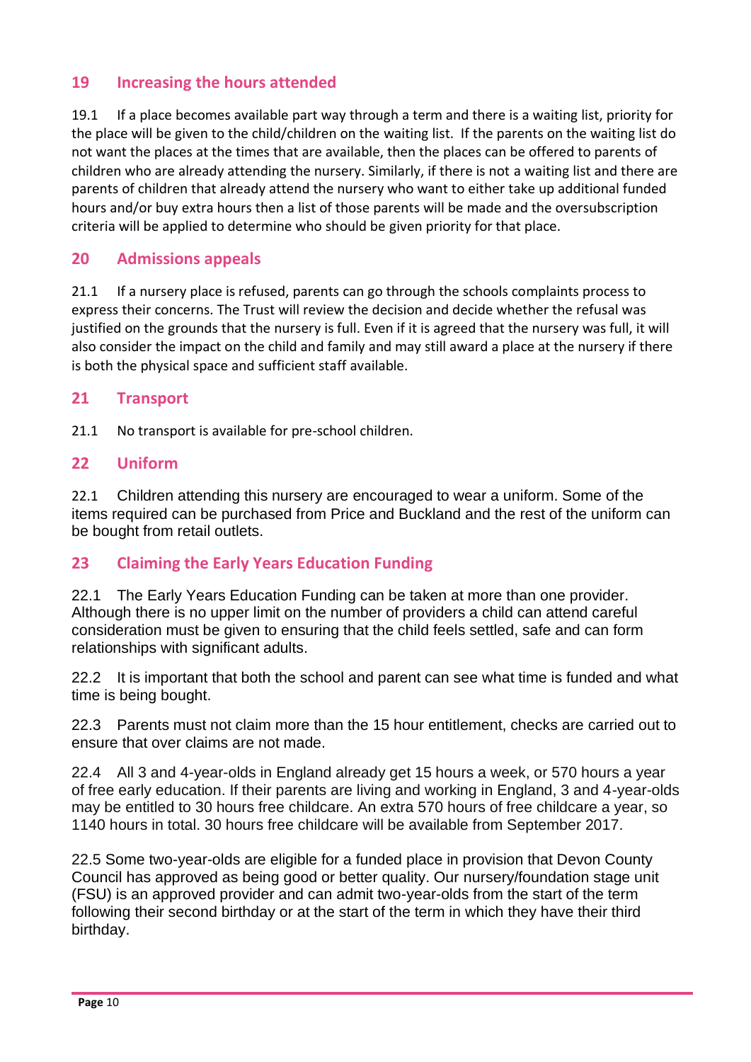## 19 Increasing the hours attended

19.1 If a place becomes available part way through a term and there is a waiting list, priority for the place will be given to the child/children on the waiting list. If the parents on the waiting list do not want the places at the times that are available, then the places can be offered to parents of children who are already attending the nursery. Similarly, if there is not a waiting list and there are parents of children that already attend the nursery who want to either take up additional funded hours and/or buy extra hours then a list of those parents will be made and the oversubscription criteria will be applied to determine who should be given priority for that place.

## 20 Admissions appeals

21.1 If a nursery place is refused, parents can go through the schools complaints process to express their concerns. The Trust will review the decision and decide whether the refusal was justified on the grounds that the nursery is full. Even if it is agreed that the nursery was full, it will also consider the impact on the child and family and may still award a place at the nursery if there is both the physical space and sufficient staff available.

## 21 Transport

21.1 No transport is available for pre-school children.

## 22 Uniform

22.1 Children attending this nursery are encouraged to wear a uniform. Some of the items required can be purchased from Price and Buckland and the rest of the uniform can be bought from retail outlets.

## 23 Claiming the Early Years Education Funding

22.1 The Early Years Education Funding can be taken at more than one provider. Although there is no upper limit on the number of providers a child can attend careful consideration must be given to ensuring that the child feels settled, safe and can form relationships with significant adults.

22.2 It is important that both the school and parent can see what time is funded and what time is being bought.

22.3 Parents must not claim more than the 15 hour entitlement, checks are carried out to ensure that over claims are not made.

22.4 All 3 and 4-year-olds in England already get 15 hours a week, or 570 hours a year of free early education. If their parents are living and working in England, 3 and 4-year-olds may be entitled to 30 hours free childcare. An extra 570 hours of free childcare a year, so 1140 hours in total. 30 hours free childcare will be available from September 2017.

22.5 Some two-year-olds are eligible for a funded place in provision that Devon County Council has approved as being good or better quality. Our nursery/foundation stage unit (FSU) is an approved provider and can admit two-year-olds from the start of the term following their second birthday or at the start of the term in which they have their third birthday.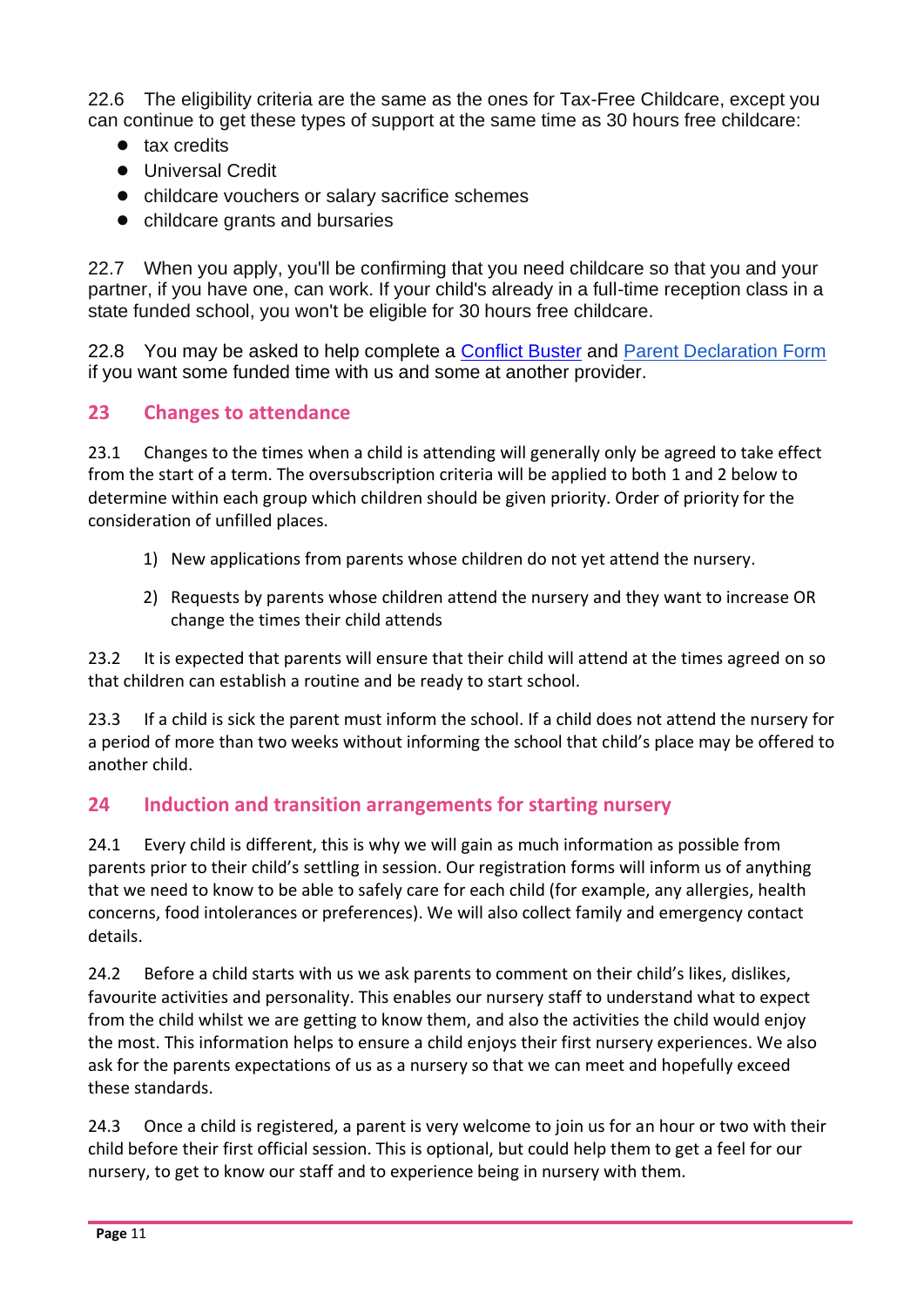22.6 The eligibility criteria are the same as the ones for Tax-Free Childcare, except you can continue to get these types of support at the same time as 30 hours free childcare:

- tax credits
- Universal Credit
- childcare vouchers or salary sacrifice schemes
- childcare grants and bursaries

22.7 When you apply, you'll be confirming that you need childcare so that you and your partner, if you have one, can work. If your child's already in a full-time reception class in a state funded school, you won't be eligible for 30 hours free childcare.

22.8 You may be asked to help complete a Conflict Buster and Parent Declaration Form if you want some funded time with us and some at another provider.

## 23 Changes to attendance

23.1 Changes to the times when a child is attending will generally only be agreed to take effect from the start of a term. The oversubscription criteria will be applied to both 1 and 2 below to determine within each group which children should be given priority. Order of priority for the consideration of unfilled places.

1) New applications from parents whose children do not yet attend the nursery.
2) Requests by parents whose children attend the nursery and they want to increase OR change the times their child attends

23.2 It is expected that parents will ensure that their child will attend at the times agreed on so that children can establish a routine and be ready to start school.

23.3 If a child is sick the parent must inform the school. If a child does not attend the nursery for a period of more than two weeks without informing the school that child's place may be offered to another child.

## 24 Induction and transition arrangements for starting nursery

24.1 Every child is different, this is why we will gain as much information as possible from parents prior to their child's settling in session. Our registration forms will inform us of anything that we need to know to be able to safely care for each child (for example, any allergies, health concerns, food intolerances or preferences). We will also collect family and emergency contact details.

24.2 Before a child starts with us we ask parents to comment on their child's likes, dislikes, favourite activities and personality. This enables our nursery staff to understand what to expect from the child whilst we are getting to know them, and also the activities the child would enjoy the most. This information helps to ensure a child enjoys their first nursery experiences. We also ask for the parents expectations of us as a nursery so that we can meet and hopefully exceed these standards.

24.3 Once a child is registered, a parent is very welcome to join us for an hour or two with their child before their first official session. This is optional, but could help them to get a feel for our nursery, to get to know our staff and to experience being in nursery with them.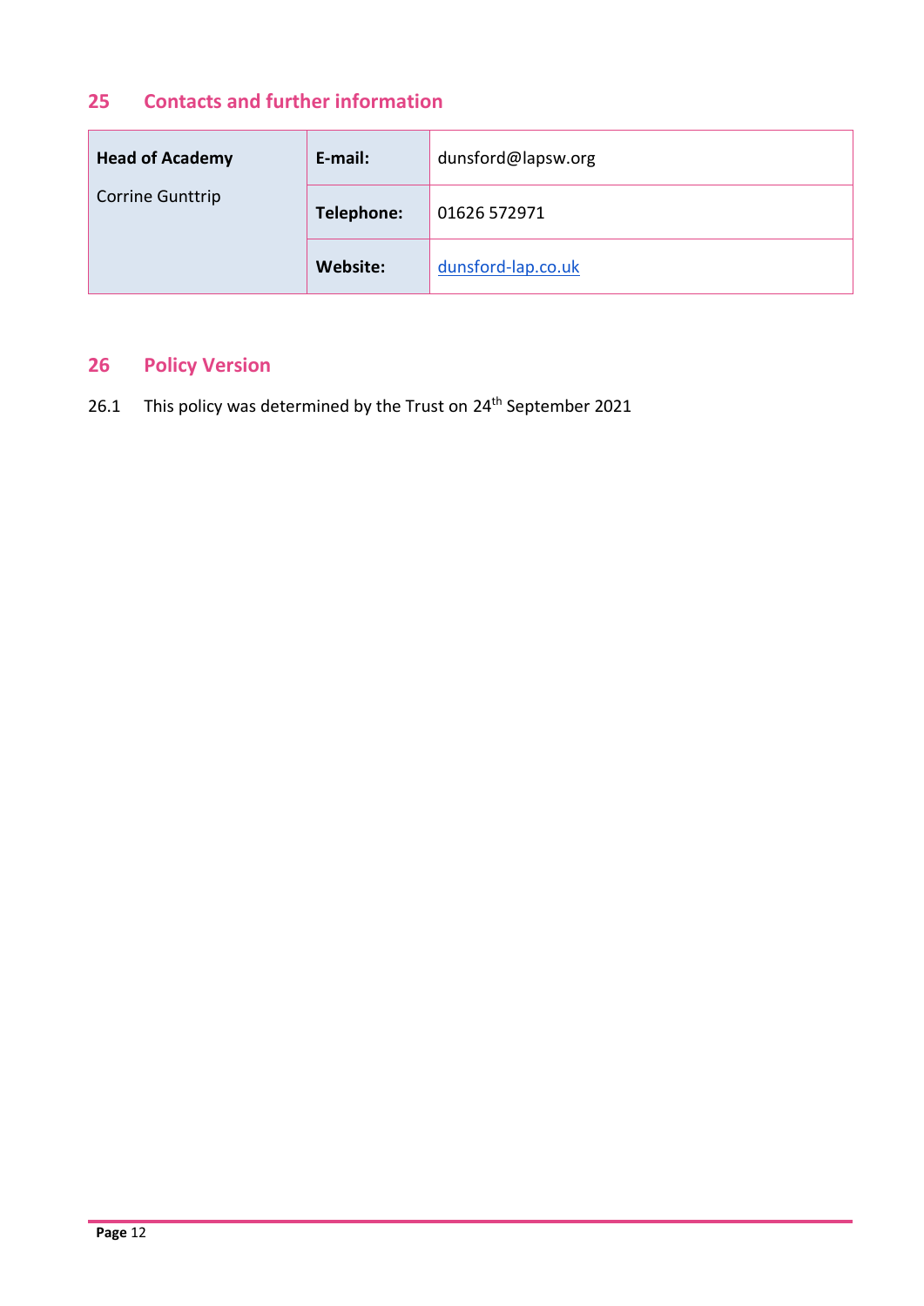## 25 Contacts and further information

| | | |
|---|---|---|
| **Head of Academy**<br><br>Corrine Gunttrip | **E-mail:** | dunsford@lapsw.org |
| | **Telephone:** | 01626 572971 |
| | **Website:** | [dunsford-lap.co.uk](dunsford-lap.co.uk) |

## 26 Policy Version

26.1 This policy was determined by the Trust on 24th September 2021